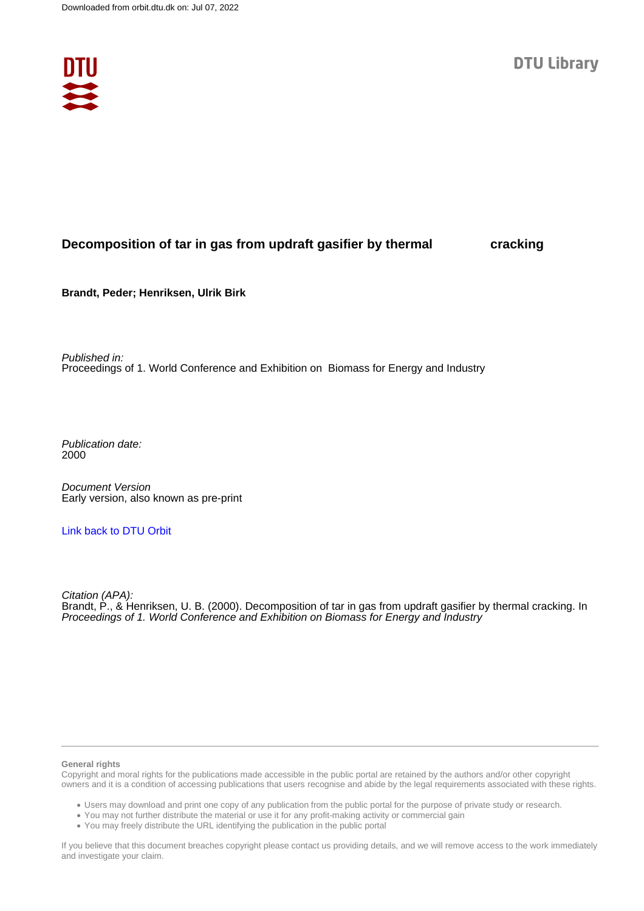Downloaded from orbit.dtu.dk on: Jul 07, 2022

DTU Library

# Decomposition of tar in gas from updraft gasifier by thermal cracking

**Brandt, Peder; Henriksen, Ulrik Birk**

*Published in:*
Proceedings of 1. World Conference and Exhibition on Biomass for Energy and Industry

*Publication date:*
2000

*Document Version*
Early version, also known as pre-print

[Link back to DTU Orbit](#)

*Citation (APA):*
Brandt, P., & Henriksen, U. B. (2000). Decomposition of tar in gas from updraft gasifier by thermal cracking. In *Proceedings of 1. World Conference and Exhibition on Biomass for Energy and Industry*

**General rights**
Copyright and moral rights for the publications made accessible in the public portal are retained by the authors and/or other copyright owners and it is a condition of accessing publications that users recognise and abide by the legal requirements associated with these rights.

- Users may download and print one copy of any publication from the public portal for the purpose of private study or research.
- You may not further distribute the material or use it for any profit-making activity or commercial gain
- You may freely distribute the URL identifying the publication in the public portal

If you believe that this document breaches copyright please contact us providing details, and we will remove access to the work immediately and investigate your claim.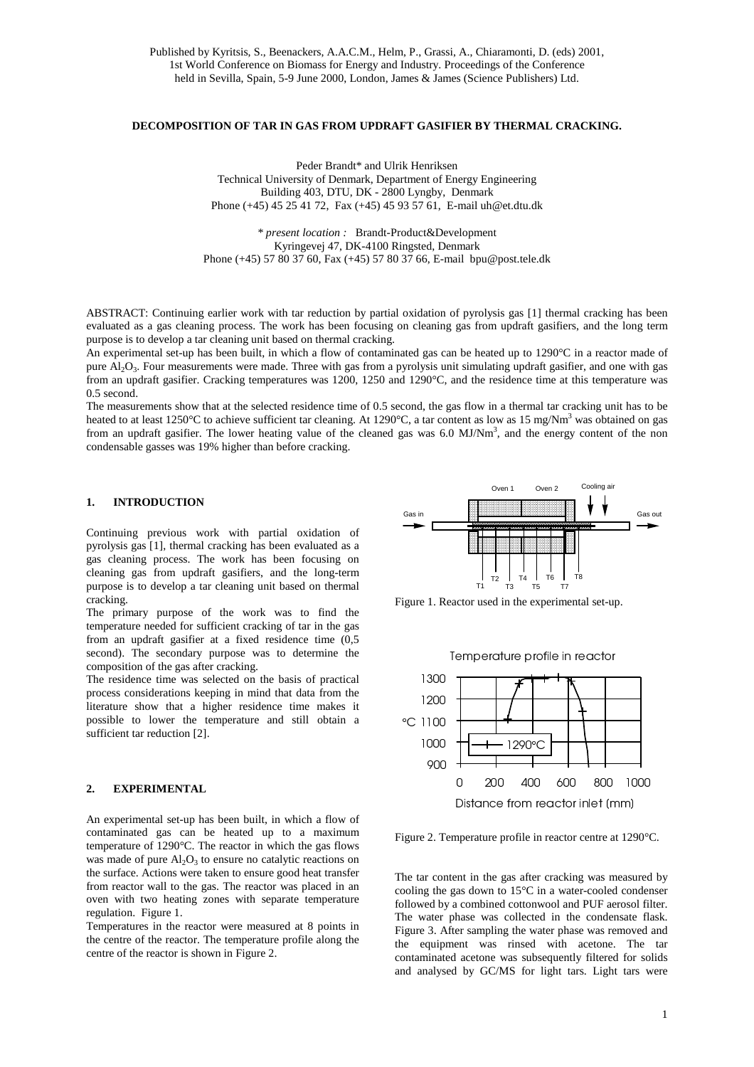Published by Kyritsis, S., Beenackers, A.A.C.M., Helm, P., Grassi, A., Chiaramonti, D. (eds) 2001, 1st World Conference on Biomass for Energy and Industry. Proceedings of the Conference held in Sevilla, Spain, 5-9 June 2000, London, James & James (Science Publishers) Ltd.

# DECOMPOSITION OF TAR IN GAS FROM UPDRAFT GASIFIER BY THERMAL CRACKING.

Peder Brandt* and Ulrik Henriksen
Technical University of Denmark, Department of Energy Engineering
Building 403, DTU, DK - 2800 Lyngby, Denmark
Phone (+45) 45 25 41 72, Fax (+45) 45 93 57 61, E-mail uh@et.dtu.dk

*\* present location :* Brandt-Product&Development
Kyringevej 47, DK-4100 Ringsted, Denmark
Phone (+45) 57 80 37 60, Fax (+45) 57 80 37 66, E-mail bpu@post.tele.dk

ABSTRACT: Continuing earlier work with tar reduction by partial oxidation of pyrolysis gas [1] thermal cracking has been evaluated as a gas cleaning process. The work has been focusing on cleaning gas from updraft gasifiers, and the long term purpose is to develop a tar cleaning unit based on thermal cracking.
An experimental set-up has been built, in which a flow of contaminated gas can be heated up to 1290°C in a reactor made of pure $Al_2O_3$. Four measurements were made. Three with gas from a pyrolysis unit simulating updraft gasifier, and one with gas from an updraft gasifier. Cracking temperatures was 1200, 1250 and 1290°C, and the residence time at this temperature was 0.5 second.
The measurements show that at the selected residence time of 0.5 second, the gas flow in a thermal tar cracking unit has to be heated to at least 1250°C to achieve sufficient tar cleaning. At 1290°C, a tar content as low as 15 mg/Nm$^3$ was obtained on gas from an updraft gasifier. The lower heating value of the cleaned gas was 6.0 MJ/Nm$^3$, and the energy content of the non condensable gasses was 19% higher than before cracking.

## 1. INTRODUCTION

Continuing previous work with partial oxidation of pyrolysis gas [1], thermal cracking has been evaluated as a gas cleaning process. The work has been focusing on cleaning gas from updraft gasifiers, and the long-term purpose is to develop a tar cleaning unit based on thermal cracking.
The primary purpose of the work was to find the temperature needed for sufficient cracking of tar in the gas from an updraft gasifier at a fixed residence time (0,5 second). The secondary purpose was to determine the composition of the gas after cracking.
The residence time was selected on the basis of practical process considerations keeping in mind that data from the literature show that a higher residence time makes it possible to lower the temperature and still obtain a sufficient tar reduction [2].

## 2. EXPERIMENTAL

An experimental set-up has been built, in which a flow of contaminated gas can be heated up to a maximum temperature of 1290°C. The reactor in which the gas flows was made of pure $Al_2O_3$ to ensure no catalytic reactions on the surface. Actions were taken to ensure good heat transfer from reactor wall to the gas. The reactor was placed in an oven with two heating zones with separate temperature regulation. Figure 1.
Temperatures in the reactor were measured at 8 points in the centre of the reactor. The temperature profile along the centre of the reactor is shown in Figure 2.

Figure 1. Reactor used in the experimental set-up.

Figure 2. Temperature profile in reactor centre at 1290°C.

The tar content in the gas after cracking was measured by cooling the gas down to 15°C in a water-cooled condenser followed by a combined cottonwool and PUF aerosol filter. The water phase was collected in the condensate flask. Figure 3. After sampling the water phase was removed and the equipment was rinsed with acetone. The tar contaminated acetone was subsequently filtered for solids and analysed by GC/MS for light tars. Light tars were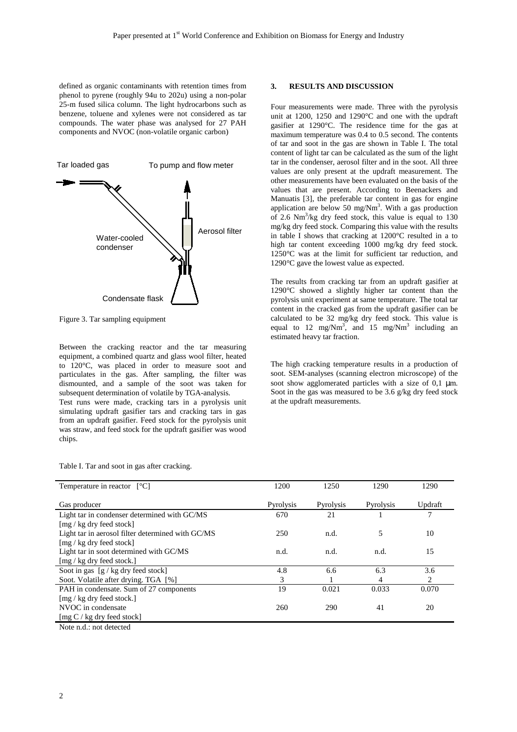defined as organic contaminants with retention times from phenol to pyrene (roughly 94u to 202u) using a non-polar 25-m fused silica column. The light hydrocarbons such as benzene, toluene and xylenes were not considered as tar compounds. The water phase was analysed for 27 PAH components and NVOC (non-volatile organic carbon)

Figure 3. Tar sampling equipment

Between the cracking reactor and the tar measuring equipment, a combined quartz and glass wool filter, heated to 120°C, was placed in order to measure soot and particulates in the gas. After sampling, the filter was dismounted, and a sample of the soot was taken for subsequent determination of volatile by TGA-analysis.

Test runs were made, cracking tars in a pyrolysis unit simulating updraft gasifier tars and cracking tars in gas from an updraft gasifier. Feed stock for the pyrolysis unit was straw, and feed stock for the updraft gasifier was wood chips.

## 3. RESULTS AND DISCUSSION

Four measurements were made. Three with the pyrolysis unit at 1200, 1250 and 1290°C and one with the updraft gasifier at 1290°C. The residence time for the gas at maximum temperature was 0.4 to 0.5 second. The contents of tar and soot in the gas are shown in Table I. The total content of light tar can be calculated as the sum of the light tar in the condenser, aerosol filter and in the soot. All three values are only present at the updraft measurement. The other measurements have been evaluated on the basis of the values that are present. According to Beenackers and Manuatis [3], the preferable tar content in gas for engine application are below 50 mg/Nm$^3$. With a gas production of 2.6 Nm$^3$/kg dry feed stock, this value is equal to 130 mg/kg dry feed stock. Comparing this value with the results in table I shows that cracking at 1200°C resulted in a to high tar content exceeding 1000 mg/kg dry feed stock. 1250°C was at the limit for sufficient tar reduction, and 1290°C gave the lowest value as expected.

The results from cracking tar from an updraft gasifier at 1290°C showed a slightly higher tar content than the pyrolysis unit experiment at same temperature. The total tar content in the cracked gas from the updraft gasifier can be calculated to be 32 mg/kg dry feed stock. This value is equal to 12 mg/Nm$^3$, and 15 mg/Nm$^3$ including an estimated heavy tar fraction.

The high cracking temperature results in a production of soot. SEM-analyses (scanning electron microscope) of the soot show agglomerated particles with a size of 0,1 µm. Soot in the gas was measured to be 3.6 g/kg dry feed stock at the updraft measurements.

Table I. Tar and soot in gas after cracking.

| Temperature in reactor [°C] | 1200 | 1250 | 1290 | 1290 |
|---|---|---|---|---|
| Gas producer | Pyrolysis | Pyrolysis | Pyrolysis | Updraft |
| Light tar in condenser determined with GC/MS [mg / kg dry feed stock] | 670 | 21 | 1 | 7 |
| Light tar in aerosol filter determined with GC/MS [mg / kg dry feed stock] | 250 | n.d. | 5 | 10 |
| Light tar in soot determined with GC/MS [mg / kg dry feed stock.] | n.d. | n.d. | n.d. | 15 |
| Soot in gas [g / kg dry feed stock] | 4.8 | 6.6 | 6.3 | 3.6 |
| Soot. Volatile after drying. TGA [%] | 3 | 1 | 4 | 2 |
| PAH in condensate. Sum of 27 components [mg / kg dry feed stock.] | 19 | 0.021 | 0.033 | 0.070 |
| NVOC in condensate [mg C / kg dry feed stock] | 260 | 290 | 41 | 20 |

Note n.d.: not detected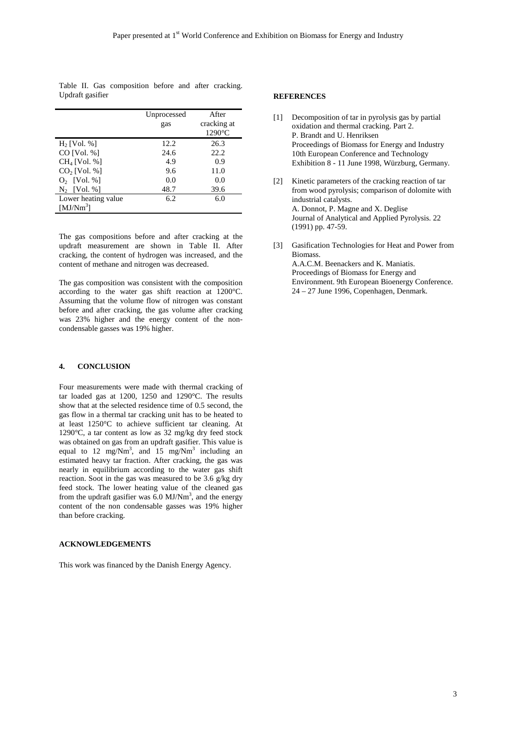Table II. Gas composition before and after cracking. Updraft gasifier

| | Unprocessed gas | After cracking at 1290°C |
|---|---|---|
| $H_2$ [Vol. %] | 12.2 | 26.3 |
| CO [Vol. %] | 24.6 | 22.2 |
| $CH_4$ [Vol. %] | 4.9 | 0.9 |
| $CO_2$ [Vol. %] | 9.6 | 11.0 |
| $O_2$ [Vol. %] | 0.0 | 0.0 |
| $N_2$ [Vol. %] | 48.7 | 39.6 |
| Lower heating value [MJ/Nm$^3$] | 6.2 | 6.0 |

The gas compositions before and after cracking at the updraft measurement are shown in Table II. After cracking, the content of hydrogen was increased, and the content of methane and nitrogen was decreased.

The gas composition was consistent with the composition according to the water gas shift reaction at 1200°C. Assuming that the volume flow of nitrogen was constant before and after cracking, the gas volume after cracking was 23% higher and the energy content of the non-condensable gasses was 19% higher.

## 4. CONCLUSION

Four measurements were made with thermal cracking of tar loaded gas at 1200, 1250 and 1290°C. The results show that at the selected residence time of 0.5 second, the gas flow in a thermal tar cracking unit has to be heated to at least 1250°C to achieve sufficient tar cleaning. At 1290°C, a tar content as low as 32 mg/kg dry feed stock was obtained on gas from an updraft gasifier. This value is equal to 12 mg/Nm$^3$, and 15 mg/Nm$^3$ including an estimated heavy tar fraction. After cracking, the gas was nearly in equilibrium according to the water gas shift reaction. Soot in the gas was measured to be 3.6 g/kg dry feed stock. The lower heating value of the cleaned gas from the updraft gasifier was 6.0 MJ/Nm$^3$, and the energy content of the non condensable gasses was 19% higher than before cracking.

## ACKNOWLEDGEMENTS

This work was financed by the Danish Energy Agency.

## REFERENCES

[1] Decomposition of tar in pyrolysis gas by partial oxidation and thermal cracking. Part 2.
P. Brandt and U. Henriksen
Proceedings of Biomass for Energy and Industry 10th European Conference and Technology Exhibition 8 - 11 June 1998, Würzburg, Germany.

[2] Kinetic parameters of the cracking reaction of tar from wood pyrolysis; comparison of dolomite with industrial catalysts.
A. Donnot, P. Magne and X. Deglise
Journal of Analytical and Applied Pyrolysis. 22 (1991) pp. 47-59.

[3] Gasification Technologies for Heat and Power from Biomass.
A.A.C.M. Beenackers and K. Maniatis.
Proceedings of Biomass for Energy and Environment. 9th European Bioenergy Conference. 24 – 27 June 1996, Copenhagen, Denmark.